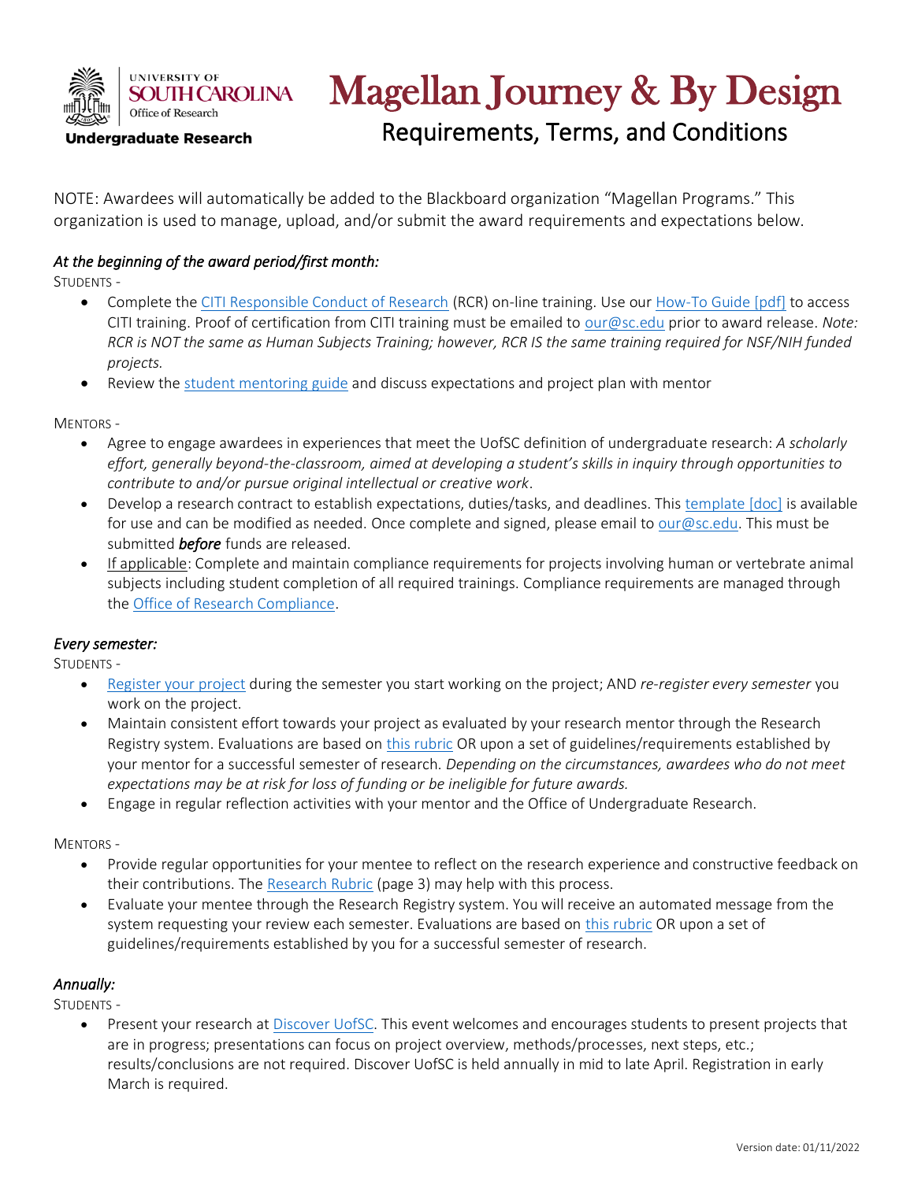University of South Carolina Office of Research
Undergraduate Research

# Magellan Journey & By Design

## Requirements, Terms, and Conditions

NOTE: Awardees will automatically be added to the Blackboard organization "Magellan Programs." This organization is used to manage, upload, and/or submit the award requirements and expectations below.

### *At the beginning of the award period/first month:*

STUDENTS -

- Complete the CITI Responsible Conduct of Research (RCR) on-line training. Use our How-To Guide [pdf] to access CITI training. Proof of certification from CITI training must be emailed to our@sc.edu prior to award release. *Note: RCR is NOT the same as Human Subjects Training; however, RCR IS the same training required for NSF/NIH funded projects.*
- Review the student mentoring guide and discuss expectations and project plan with mentor

MENTORS -

- Agree to engage awardees in experiences that meet the UofSC definition of undergraduate research: *A scholarly effort, generally beyond-the-classroom, aimed at developing a student's skills in inquiry through opportunities to contribute to and/or pursue original intellectual or creative work*.
- Develop a research contract to establish expectations, duties/tasks, and deadlines. This template [doc] is available for use and can be modified as needed. Once complete and signed, please email to our@sc.edu. This must be submitted ***before*** funds are released.
- If applicable: Complete and maintain compliance requirements for projects involving human or vertebrate animal subjects including student completion of all required trainings. Compliance requirements are managed through the Office of Research Compliance.

### *Every semester:*

STUDENTS -

- Register your project during the semester you start working on the project; AND *re-register every semester* you work on the project.
- Maintain consistent effort towards your project as evaluated by your research mentor through the Research Registry system. Evaluations are based on this rubric OR upon a set of guidelines/requirements established by your mentor for a successful semester of research. *Depending on the circumstances, awardees who do not meet expectations may be at risk for loss of funding or be ineligible for future awards.*
- Engage in regular reflection activities with your mentor and the Office of Undergraduate Research.

MENTORS -

- Provide regular opportunities for your mentee to reflect on the research experience and constructive feedback on their contributions. The Research Rubric (page 3) may help with this process.
- Evaluate your mentee through the Research Registry system. You will receive an automated message from the system requesting your review each semester. Evaluations are based on this rubric OR upon a set of guidelines/requirements established by you for a successful semester of research.

### *Annually:*

STUDENTS -

- Present your research at Discover UofSC. This event welcomes and encourages students to present projects that are in progress; presentations can focus on project overview, methods/processes, next steps, etc.; results/conclusions are not required. Discover UofSC is held annually in mid to late April. Registration in early March is required.

Version date: 01/11/2022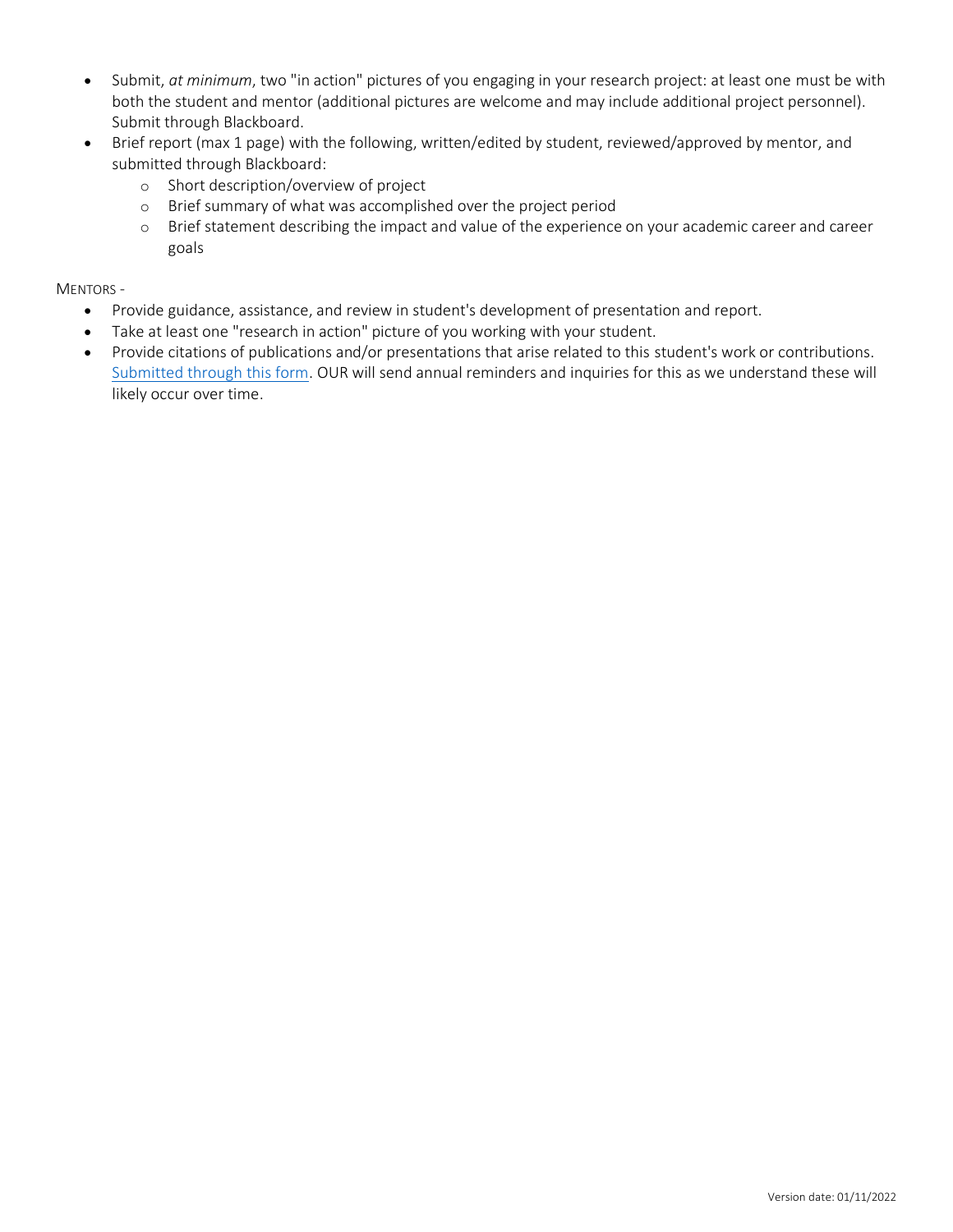- Submit, *at minimum*, two "in action" pictures of you engaging in your research project: at least one must be with both the student and mentor (additional pictures are welcome and may include additional project personnel). Submit through Blackboard.
- Brief report (max 1 page) with the following, written/edited by student, reviewed/approved by mentor, and submitted through Blackboard:
    - Short description/overview of project
    - Brief summary of what was accomplished over the project period
    - Brief statement describing the impact and value of the experience on your academic career and career goals

MENTORS -

- Provide guidance, assistance, and review in student's development of presentation and report.
- Take at least one "research in action" picture of you working with your student.
- Provide citations of publications and/or presentations that arise related to this student's work or contributions. Submitted through this form. OUR will send annual reminders and inquiries for this as we understand these will likely occur over time.

Version date: 01/11/2022